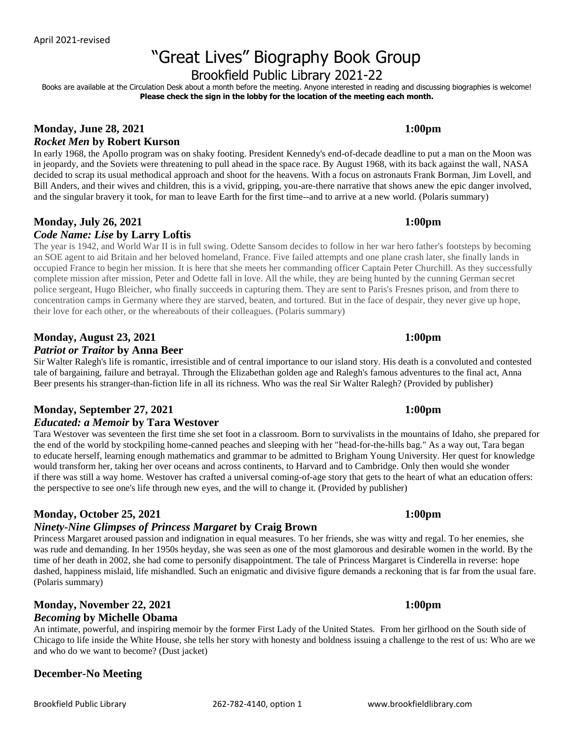April 2021-revised

# "Great Lives" Biography Book Group

## Brookfield Public Library 2021-22

Books are available at the Circulation Desk about a month before the meeting. Anyone interested in reading and discussing biographies is welcome!
**Please check the sign in the lobby for the location of the meeting each month.**

**Monday, June 28, 2021 1:00pm**
***Rocket Men* by Robert Kurson**

In early 1968, the Apollo program was on shaky footing. President Kennedy's end-of-decade deadline to put a man on the Moon was in jeopardy, and the Soviets were threatening to pull ahead in the space race. By August 1968, with its back against the wall, NASA decided to scrap its usual methodical approach and shoot for the heavens. With a focus on astronauts Frank Borman, Jim Lovell, and Bill Anders, and their wives and children, this is a vivid, gripping, you-are-there narrative that shows anew the epic danger involved, and the singular bravery it took, for man to leave Earth for the first time--and to arrive at a new world. (Polaris summary)

**Monday, July 26, 2021 1:00pm**
***Code Name: Lise* by Larry Loftis**

The year is 1942, and World War II is in full swing. Odette Sansom decides to follow in her war hero father's footsteps by becoming an SOE agent to aid Britain and her beloved homeland, France. Five failed attempts and one plane crash later, she finally lands in occupied France to begin her mission. It is here that she meets her commanding officer Captain Peter Churchill. As they successfully complete mission after mission, Peter and Odette fall in love. All the while, they are being hunted by the cunning German secret police sergeant, Hugo Bleicher, who finally succeeds in capturing them. They are sent to Paris's Fresnes prison, and from there to concentration camps in Germany where they are starved, beaten, and tortured. But in the face of despair, they never give up hope, their love for each other, or the whereabouts of their colleagues. (Polaris summary)

**Monday, August 23, 2021 1:00pm**
***Patriot or Traitor* by Anna Beer**

Sir Walter Ralegh's life is romantic, irresistible and of central importance to our island story. His death is a convoluted and contested tale of bargaining, failure and betrayal. Through the Elizabethan golden age and Ralegh's famous adventures to the final act, Anna Beer presents his stranger-than-fiction life in all its richness. Who was the real Sir Walter Ralegh? (Provided by publisher)

**Monday, September 27, 2021 1:00pm**
***Educated: a Memoir* by Tara Westover**

Tara Westover was seventeen the first time she set foot in a classroom. Born to survivalists in the mountains of Idaho, she prepared for the end of the world by stockpiling home-canned peaches and sleeping with her "head-for-the-hills bag." As a way out, Tara began to educate herself, learning enough mathematics and grammar to be admitted to Brigham Young University. Her quest for knowledge would transform her, taking her over oceans and across continents, to Harvard and to Cambridge. Only then would she wonder if there was still a way home. Westover has crafted a universal coming-of-age story that gets to the heart of what an education offers: the perspective to see one's life through new eyes, and the will to change it. (Provided by publisher)

**Monday, October 25, 2021 1:00pm**
***Ninety-Nine Glimpses of Princess Margaret* by Craig Brown**

Princess Margaret aroused passion and indignation in equal measures. To her friends, she was witty and regal. To her enemies, she was rude and demanding. In her 1950s heyday, she was seen as one of the most glamorous and desirable women in the world. By the time of her death in 2002, she had come to personify disappointment. The tale of Princess Margaret is Cinderella in reverse: hope dashed, happiness mislaid, life mishandled. Such an enigmatic and divisive figure demands a reckoning that is far from the usual fare. (Polaris summary)

**Monday, November 22, 2021 1:00pm**
***Becoming* by Michelle Obama**

An intimate, powerful, and inspiring memoir by the former First Lady of the United States. From her girlhood on the South side of Chicago to life inside the White House, she tells her story with honesty and boldness issuing a challenge to the rest of us: Who are we and who do we want to become? (Dust jacket)

**December-No Meeting**

Brookfield Public Library 262-782-4140, option 1 www.brookfieldlibrary.com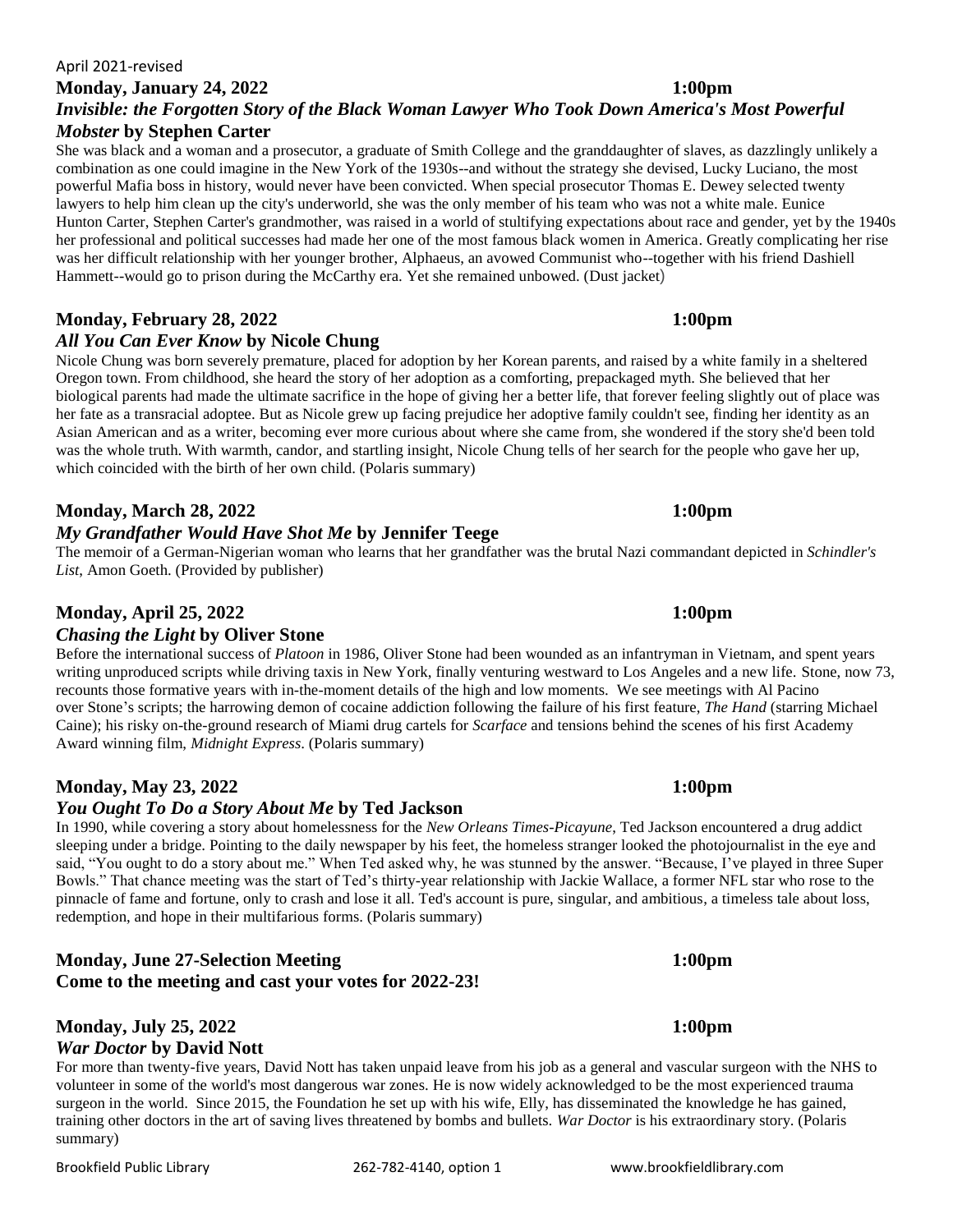April 2021-revised

**Monday, January 24, 2022 1:00pm**

***Invisible: the Forgotten Story of the Black Woman Lawyer Who Took Down America's Most Powerful Mobster* by Stephen Carter**

She was black and a woman and a prosecutor, a graduate of Smith College and the granddaughter of slaves, as dazzlingly unlikely a combination as one could imagine in the New York of the 1930s--and without the strategy she devised, Lucky Luciano, the most powerful Mafia boss in history, would never have been convicted. When special prosecutor Thomas E. Dewey selected twenty lawyers to help him clean up the city's underworld, she was the only member of his team who was not a white male. Eunice Hunton Carter, Stephen Carter's grandmother, was raised in a world of stultifying expectations about race and gender, yet by the 1940s her professional and political successes had made her one of the most famous black women in America. Greatly complicating her rise was her difficult relationship with her younger brother, Alphaeus, an avowed Communist who--together with his friend Dashiell Hammett--would go to prison during the McCarthy era. Yet she remained unbowed. (Dust jacket)

**Monday, February 28, 2022 1:00pm**

***All You Can Ever Know* by Nicole Chung**

Nicole Chung was born severely premature, placed for adoption by her Korean parents, and raised by a white family in a sheltered Oregon town. From childhood, she heard the story of her adoption as a comforting, prepackaged myth. She believed that her biological parents had made the ultimate sacrifice in the hope of giving her a better life, that forever feeling slightly out of place was her fate as a transracial adoptee. But as Nicole grew up facing prejudice her adoptive family couldn't see, finding her identity as an Asian American and as a writer, becoming ever more curious about where she came from, she wondered if the story she'd been told was the whole truth. With warmth, candor, and startling insight, Nicole Chung tells of her search for the people who gave her up, which coincided with the birth of her own child. (Polaris summary)

**Monday, March 28, 2022 1:00pm**

***My Grandfather Would Have Shot Me* by Jennifer Teege**

The memoir of a German-Nigerian woman who learns that her grandfather was the brutal Nazi commandant depicted in *Schindler's List*, Amon Goeth. (Provided by publisher)

**Monday, April 25, 2022 1:00pm**

***Chasing the Light* by Oliver Stone**

Before the international success of *Platoon* in 1986, Oliver Stone had been wounded as an infantryman in Vietnam, and spent years writing unproduced scripts while driving taxis in New York, finally venturing westward to Los Angeles and a new life. Stone, now 73, recounts those formative years with in-the-moment details of the high and low moments. We see meetings with Al Pacino over Stone's scripts; the harrowing demon of cocaine addiction following the failure of his first feature, *The Hand* (starring Michael Caine); his risky on-the-ground research of Miami drug cartels for *Scarface* and tensions behind the scenes of his first Academy Award winning film, *Midnight Express*. (Polaris summary)

**Monday, May 23, 2022 1:00pm**

***You Ought To Do a Story About Me* by Ted Jackson**

In 1990, while covering a story about homelessness for the *New Orleans Times-Picayune*, Ted Jackson encountered a drug addict sleeping under a bridge. Pointing to the daily newspaper by his feet, the homeless stranger looked the photojournalist in the eye and said, "You ought to do a story about me." When Ted asked why, he was stunned by the answer. "Because, I've played in three Super Bowls." That chance meeting was the start of Ted's thirty-year relationship with Jackie Wallace, a former NFL star who rose to the pinnacle of fame and fortune, only to crash and lose it all. Ted's account is pure, singular, and ambitious, a timeless tale about loss, redemption, and hope in their multifarious forms. (Polaris summary)

**Monday, June 27-Selection Meeting 1:00pm**

**Come to the meeting and cast your votes for 2022-23!**

**Monday, July 25, 2022 1:00pm**

***War Doctor* by David Nott**

For more than twenty-five years, David Nott has taken unpaid leave from his job as a general and vascular surgeon with the NHS to volunteer in some of the world's most dangerous war zones. He is now widely acknowledged to be the most experienced trauma surgeon in the world. Since 2015, the Foundation he set up with his wife, Elly, has disseminated the knowledge he has gained, training other doctors in the art of saving lives threatened by bombs and bullets. *War Doctor* is his extraordinary story. (Polaris summary)

Brookfield Public Library 262-782-4140, option 1 www.brookfieldlibrary.com